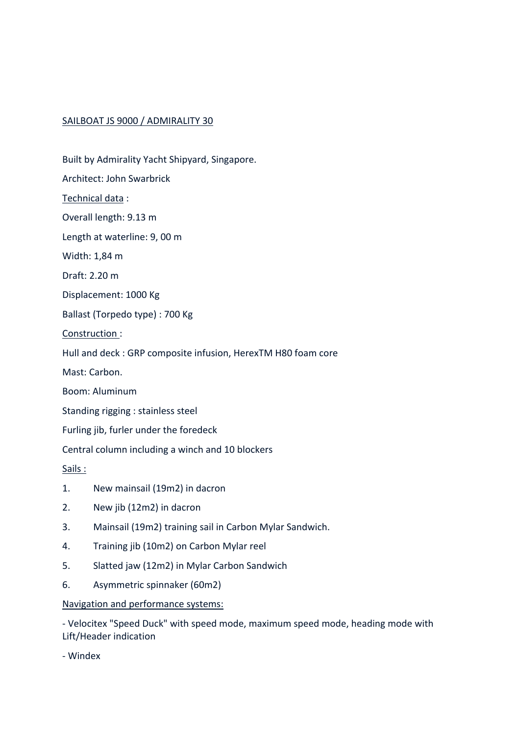<u>SAILBOAT JS 9000 / ADMIRALITY 30</u>

Built by Admirality Yacht Shipyard, Singapore.

Architect: John Swarbrick

<u>Technical data</u> :

Overall length: 9.13 m

Length at waterline: 9, 00 m

Width: 1,84 m

Draft: 2.20 m

Displacement: 1000 Kg

Ballast (Torpedo type) : 700 Kg

<u>Construction</u> :

Hull and deck : GRP composite infusion, HerexTM H80 foam core

Mast: Carbon.

Boom: Aluminum

Standing rigging : stainless steel

Furling jib, furler under the foredeck

Central column including a winch and 10 blockers

<u>Sails :</u>

1. New mainsail (19m2) in dacron
2. New jib (12m2) in dacron
3. Mainsail (19m2) training sail in Carbon Mylar Sandwich.
4. Training jib (10m2) on Carbon Mylar reel
5. Slatted jaw (12m2) in Mylar Carbon Sandwich
6. Asymmetric spinnaker (60m2)

<u>Navigation and performance systems:</u>

- Velocitex "Speed Duck" with speed mode, maximum speed mode, heading mode with Lift/Header indication

- Windex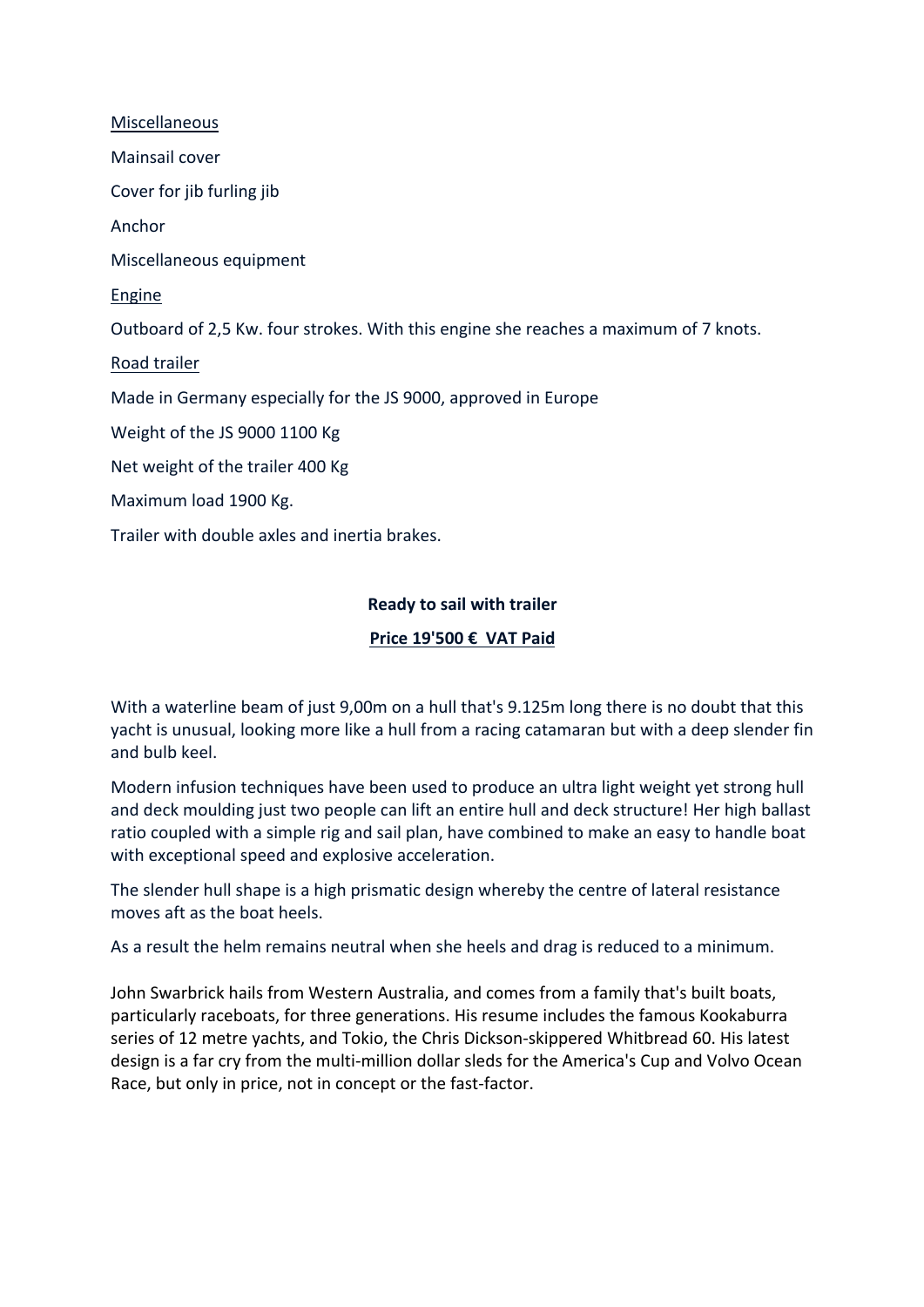<u>Miscellaneous</u>

Mainsail cover

Cover for jib furling jib

Anchor

Miscellaneous equipment

<u>Engine</u>

Outboard of 2,5 Kw. four strokes. With this engine she reaches a maximum of 7 knots.

<u>Road trailer</u>

Made in Germany especially for the JS 9000, approved in Europe

Weight of the JS 9000 1100 Kg

Net weight of the trailer 400 Kg

Maximum load 1900 Kg.

Trailer with double axles and inertia brakes.

**Ready to sail with trailer**

**<u>Price 19'500 € VAT Paid</u>**

With a waterline beam of just 9,00m on a hull that's 9.125m long there is no doubt that this yacht is unusual, looking more like a hull from a racing catamaran but with a deep slender fin and bulb keel.

Modern infusion techniques have been used to produce an ultra light weight yet strong hull and deck moulding just two people can lift an entire hull and deck structure! Her high ballast ratio coupled with a simple rig and sail plan, have combined to make an easy to handle boat with exceptional speed and explosive acceleration.

The slender hull shape is a high prismatic design whereby the centre of lateral resistance moves aft as the boat heels.

As a result the helm remains neutral when she heels and drag is reduced to a minimum.

John Swarbrick hails from Western Australia, and comes from a family that's built boats, particularly raceboats, for three generations. His resume includes the famous Kookaburra series of 12 metre yachts, and Tokio, the Chris Dickson-skippered Whitbread 60. His latest design is a far cry from the multi-million dollar sleds for the America's Cup and Volvo Ocean Race, but only in price, not in concept or the fast-factor.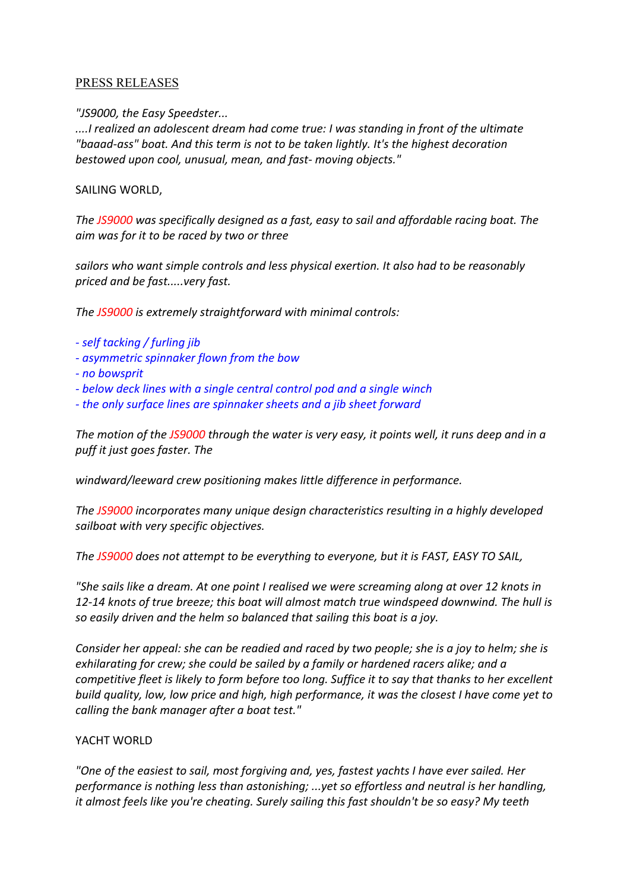PRESS RELEASES

*"JS9000, the Easy Speedster...*
*....I realized an adolescent dream had come true: I was standing in front of the ultimate "baaad-ass" boat. And this term is not to be taken lightly. It's the highest decoration bestowed upon cool, unusual, mean, and fast- moving objects."*

SAILING WORLD,

*The JS9000 was specifically designed as a fast, easy to sail and affordable racing boat. The aim was for it to be raced by two or three*

*sailors who want simple controls and less physical exertion. It also had to be reasonably priced and be fast.....very fast.*

*The JS9000 is extremely straightforward with minimal controls:*

- *self tacking / furling jib*
- *asymmetric spinnaker flown from the bow*
- *no bowsprit*
- *below deck lines with a single central control pod and a single winch*
- *the only surface lines are spinnaker sheets and a jib sheet forward*

*The motion of the JS9000 through the water is very easy, it points well, it runs deep and in a puff it just goes faster. The*

*windward/leeward crew positioning makes little difference in performance.*

*The JS9000 incorporates many unique design characteristics resulting in a highly developed sailboat with very specific objectives.*

*The JS9000 does not attempt to be everything to everyone, but it is FAST, EASY TO SAIL,*

*"She sails like a dream. At one point I realised we were screaming along at over 12 knots in 12-14 knots of true breeze; this boat will almost match true windspeed downwind. The hull is so easily driven and the helm so balanced that sailing this boat is a joy.*

*Consider her appeal: she can be readied and raced by two people; she is a joy to helm; she is exhilarating for crew; she could be sailed by a family or hardened racers alike; and a competitive fleet is likely to form before too long. Suffice it to say that thanks to her excellent build quality, low, low price and high, high performance, it was the closest I have come yet to calling the bank manager after a boat test."*

YACHT WORLD

*"One of the easiest to sail, most forgiving and, yes, fastest yachts I have ever sailed. Her performance is nothing less than astonishing; ...yet so effortless and neutral is her handling, it almost feels like you're cheating. Surely sailing this fast shouldn't be so easy? My teeth*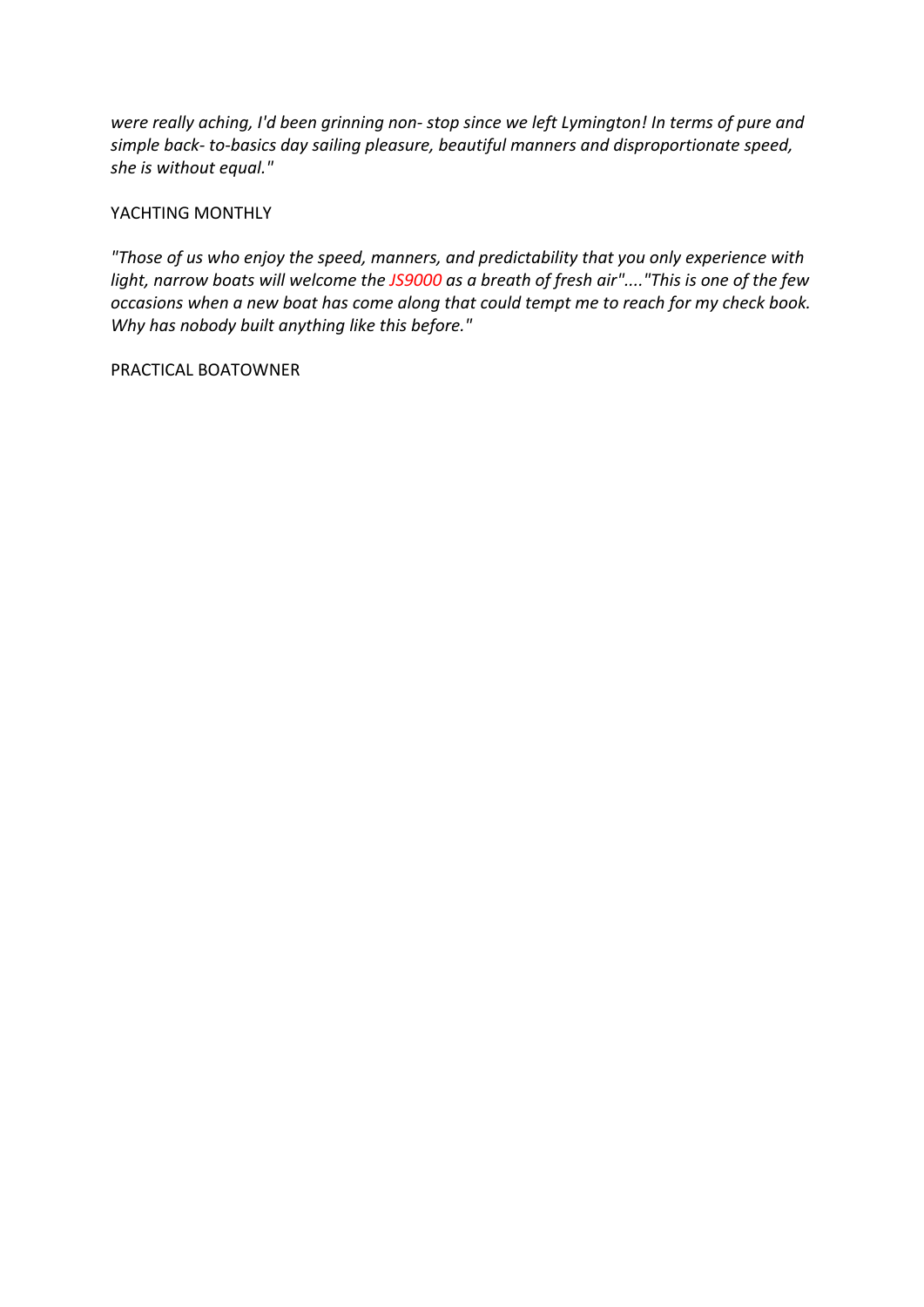*were really aching, I'd been grinning non- stop since we left Lymington! In terms of pure and simple back- to-basics day sailing pleasure, beautiful manners and disproportionate speed, she is without equal."*

YACHTING MONTHLY

*"Those of us who enjoy the speed, manners, and predictability that you only experience with light, narrow boats will welcome the JS9000 as a breath of fresh air"...."This is one of the few occasions when a new boat has come along that could tempt me to reach for my check book. Why has nobody built anything like this before."*

PRACTICAL BOATOWNER